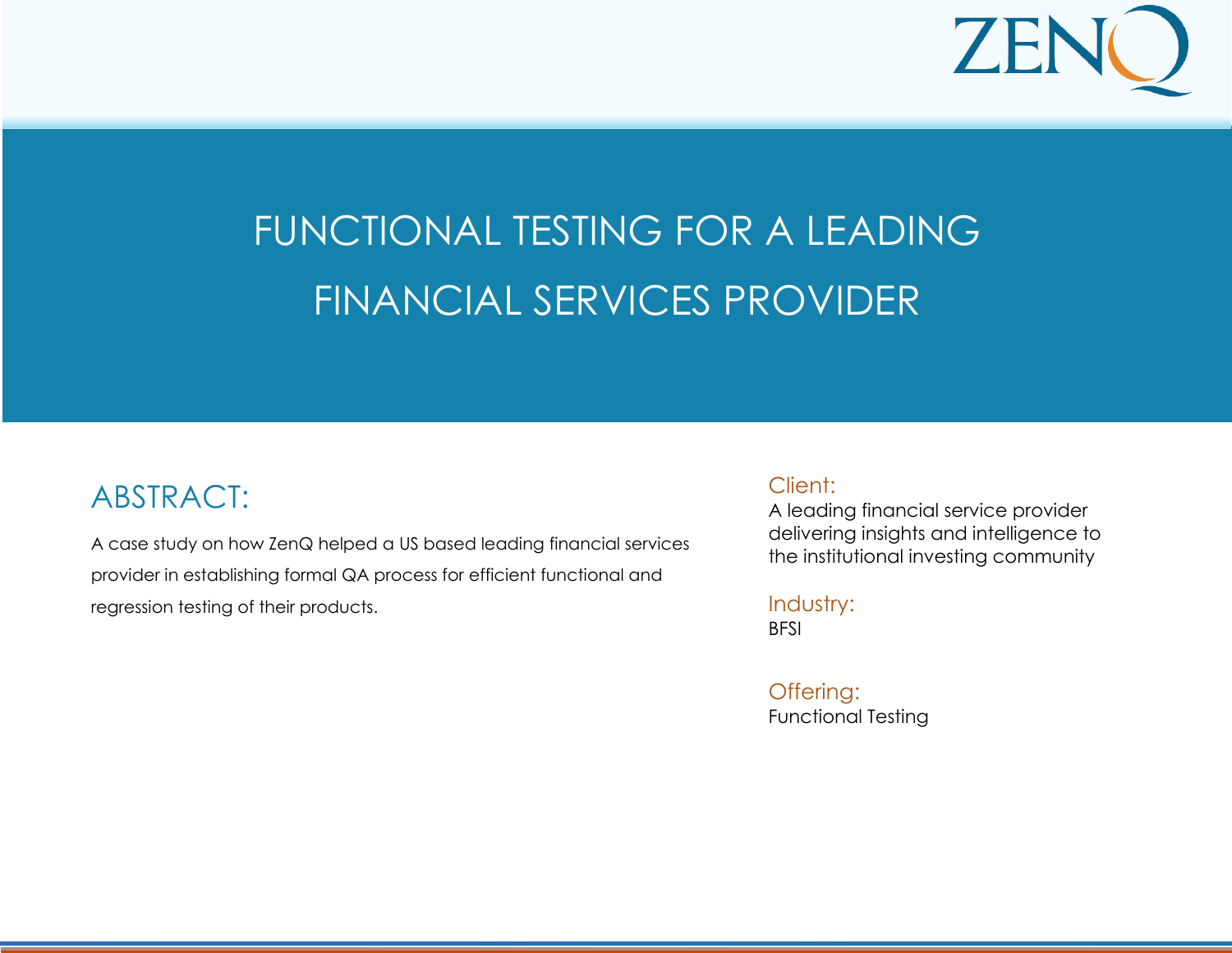ZENQ

# FUNCTIONAL TESTING FOR A LEADING FINANCIAL SERVICES PROVIDER

## ABSTRACT:

A case study on how ZenQ helped a US based leading financial services provider in establishing formal QA process for efficient functional and regression testing of their products.

### Client:

A leading financial service provider delivering insights and intelligence to the institutional investing community

### Industry:

BFSI

### Offering:

Functional Testing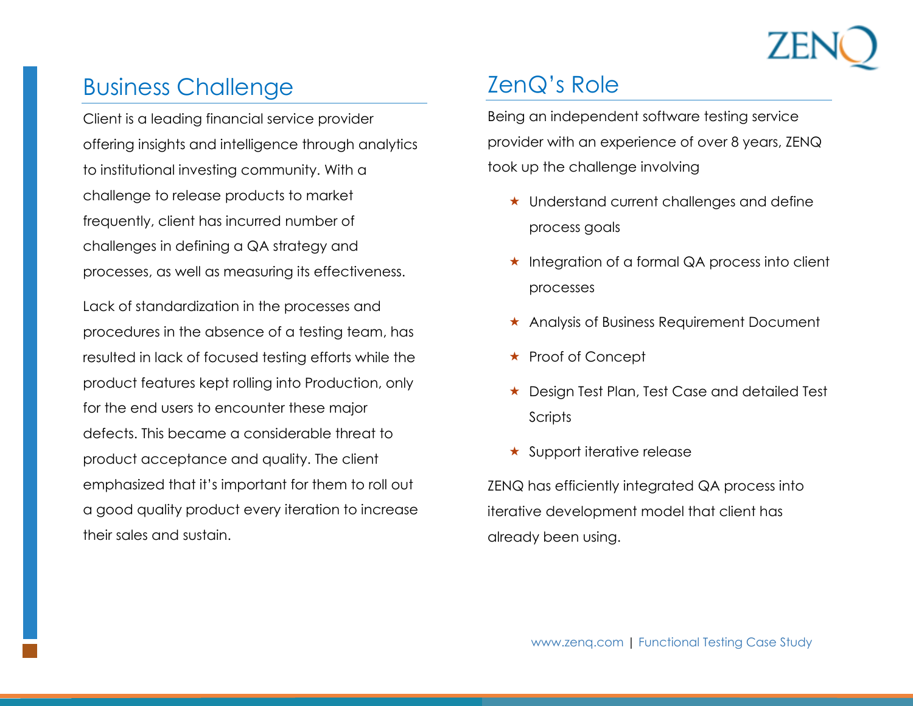## Business Challenge

Client is a leading financial service provider offering insights and intelligence through analytics to institutional investing community. With a challenge to release products to market frequently, client has incurred number of challenges in defining a QA strategy and processes, as well as measuring its effectiveness.

Lack of standardization in the processes and procedures in the absence of a testing team, has resulted in lack of focused testing efforts while the product features kept rolling into Production, only for the end users to encounter these major defects. This became a considerable threat to product acceptance and quality. The client emphasized that it's important for them to roll out a good quality product every iteration to increase their sales and sustain.

## ZenQ's Role

Being an independent software testing service provider with an experience of over 8 years, ZENQ took up the challenge involving

- Understand current challenges and define process goals
- Integration of a formal QA process into client processes
- Analysis of Business Requirement Document
- Proof of Concept
- Design Test Plan, Test Case and detailed Test Scripts
- Support iterative release

ZENQ has efficiently integrated QA process into iterative development model that client has already been using.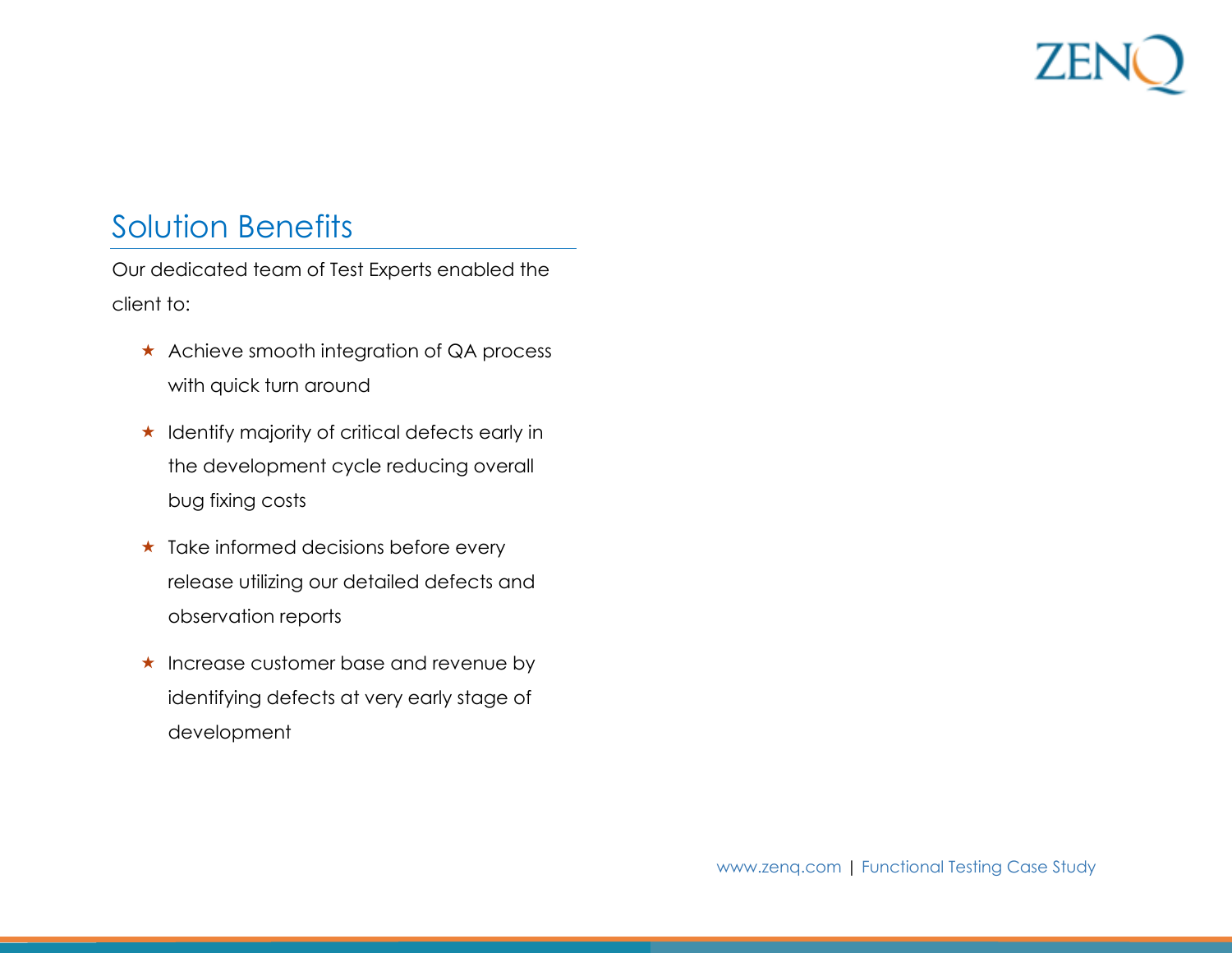## Solution Benefits

Our dedicated team of Test Experts enabled the client to:

- Achieve smooth integration of QA process with quick turn around
- Identify majority of critical defects early in the development cycle reducing overall bug fixing costs
- Take informed decisions before every release utilizing our detailed defects and observation reports
- Increase customer base and revenue by identifying defects at very early stage of development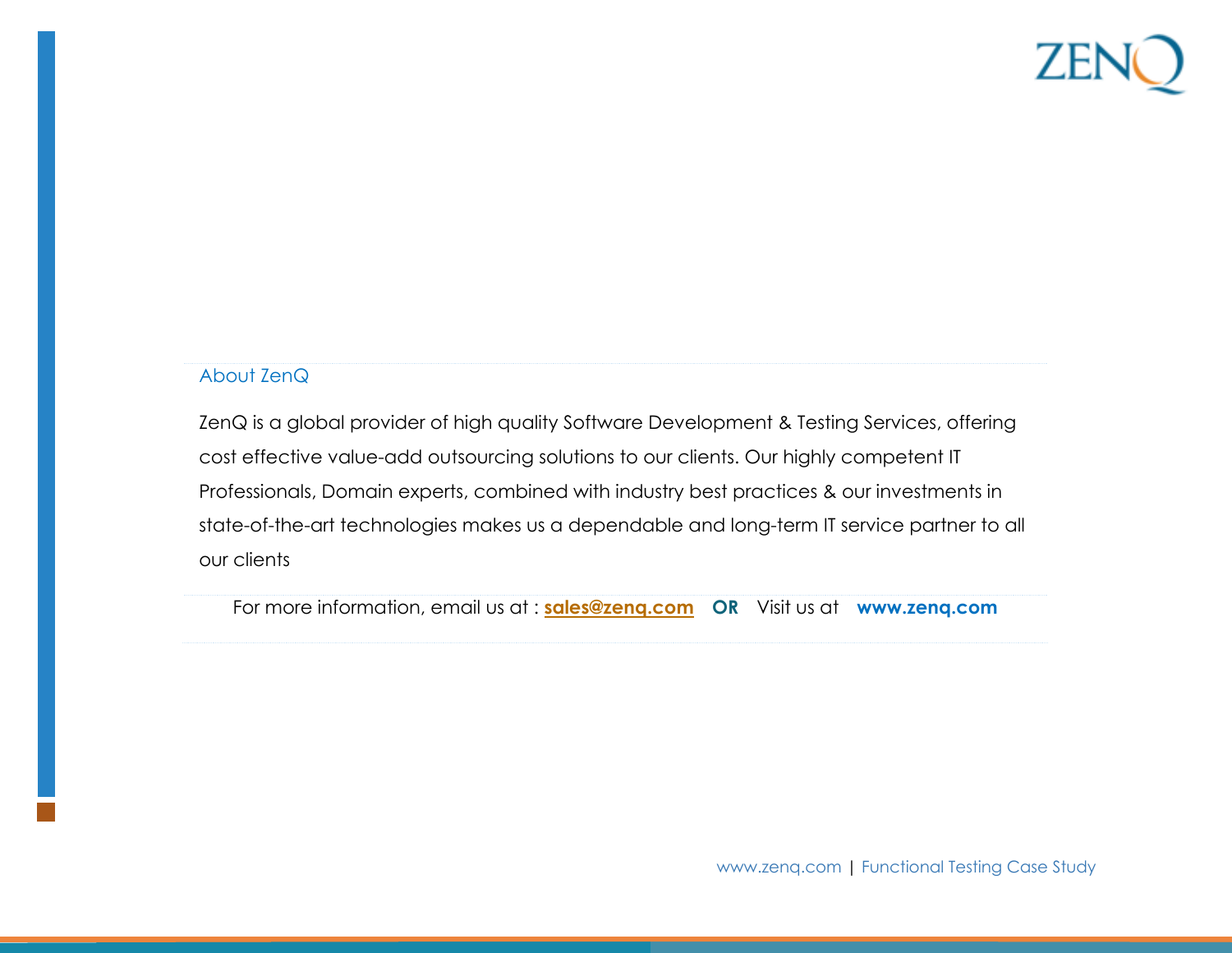## About ZenQ

ZenQ is a global provider of high quality Software Development & Testing Services, offering cost effective value-add outsourcing solutions to our clients. Our highly competent IT Professionals, Domain experts, combined with industry best practices & our investments in state-of-the-art technologies makes us a dependable and long-term IT service partner to all our clients

For more information, email us at : **sales@zenq.com** **OR** Visit us at **www.zenq.com**